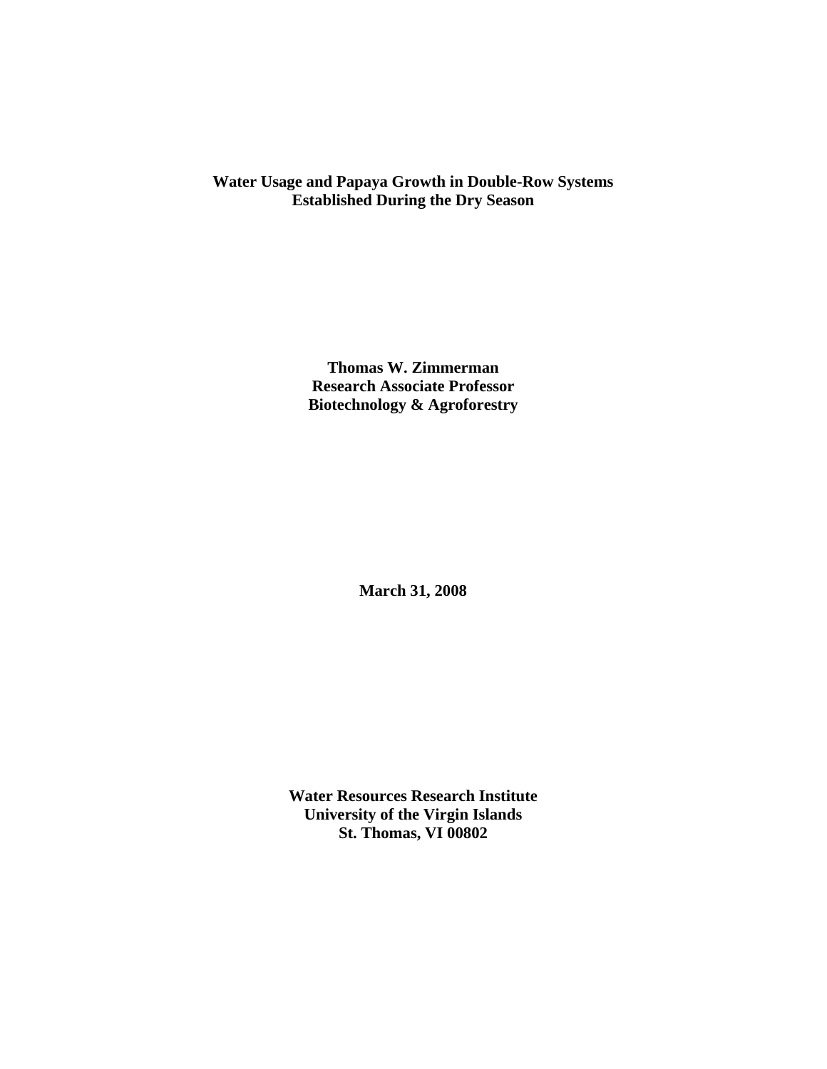# Water Usage and Papaya Growth in Double-Row Systems Established During the Dry Season

**Thomas W. Zimmerman**
**Research Associate Professor**
**Biotechnology & Agroforestry**

**March 31, 2008**

**Water Resources Research Institute**
**University of the Virgin Islands**
**St. Thomas, VI 00802**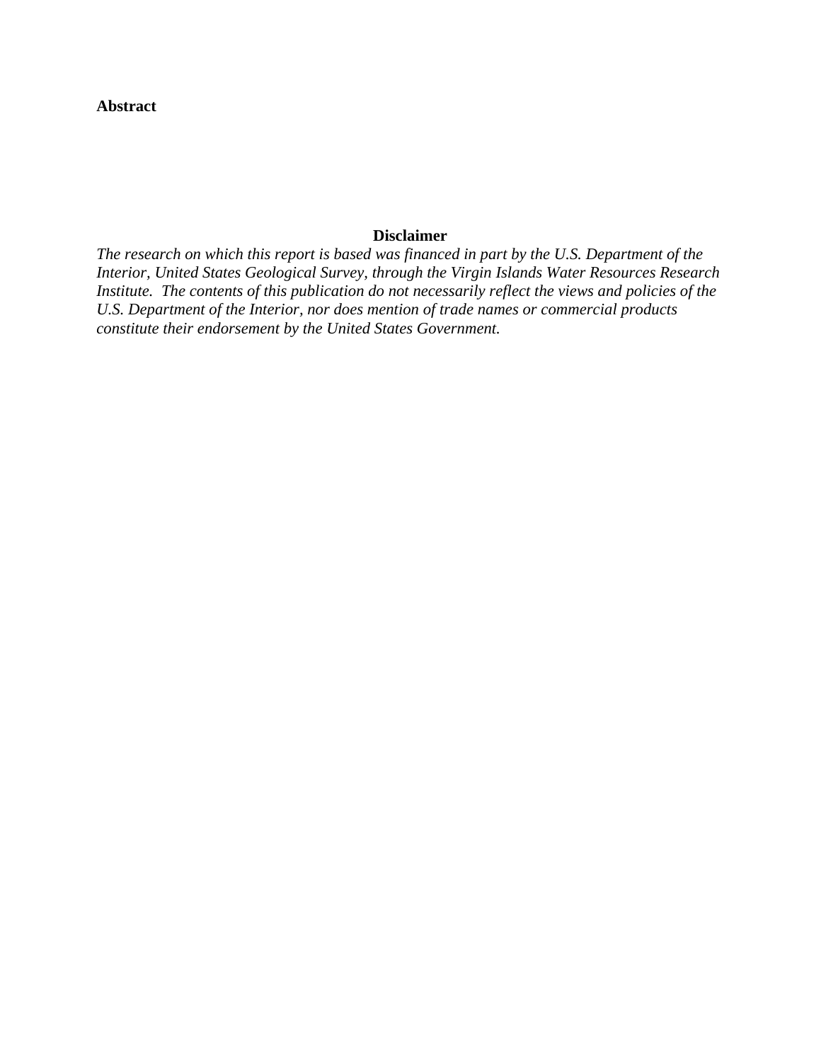**Abstract**

**Disclaimer**

*The research on which this report is based was financed in part by the U.S. Department of the Interior, United States Geological Survey, through the Virgin Islands Water Resources Research Institute. The contents of this publication do not necessarily reflect the views and policies of the U.S. Department of the Interior, nor does mention of trade names or commercial products constitute their endorsement by the United States Government.*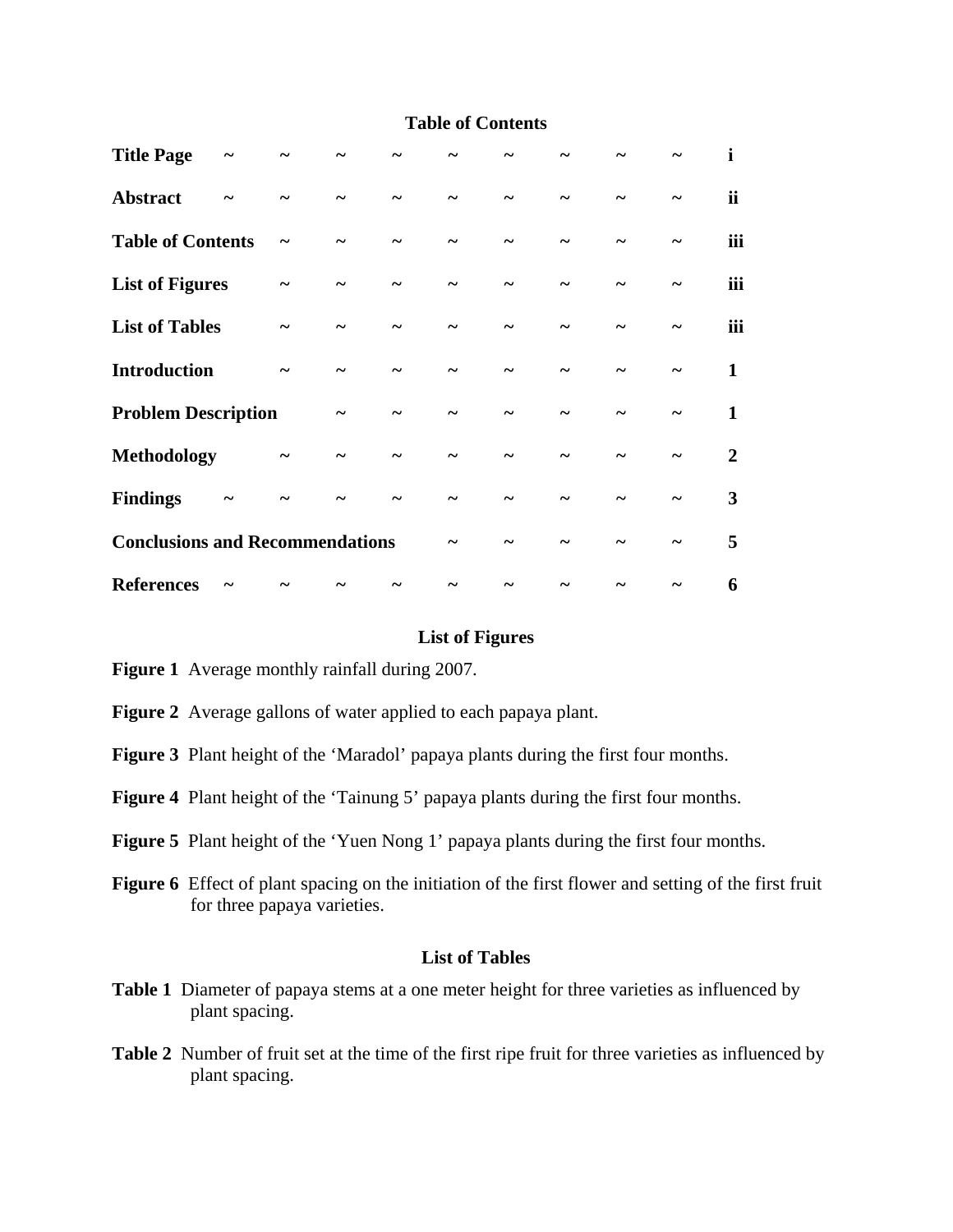## Table of Contents

| | |
|---|---|
| **Title Page** | **i** |
| **Abstract** | **ii** |
| **Table of Contents** | **iii** |
| **List of Figures** | **iii** |
| **List of Tables** | **iii** |
| **Introduction** | **1** |
| **Problem Description** | **1** |
| **Methodology** | **2** |
| **Findings** | **3** |
| **Conclusions and Recommendations** | **5** |
| **References** | **6** |

## List of Figures

**Figure 1** Average monthly rainfall during 2007.

**Figure 2** Average gallons of water applied to each papaya plant.

**Figure 3** Plant height of the 'Maradol' papaya plants during the first four months.

**Figure 4** Plant height of the 'Tainung 5' papaya plants during the first four months.

**Figure 5** Plant height of the 'Yuen Nong 1' papaya plants during the first four months.

**Figure 6** Effect of plant spacing on the initiation of the first flower and setting of the first fruit for three papaya varieties.

## List of Tables

**Table 1** Diameter of papaya stems at a one meter height for three varieties as influenced by plant spacing.

**Table 2** Number of fruit set at the time of the first ripe fruit for three varieties as influenced by plant spacing.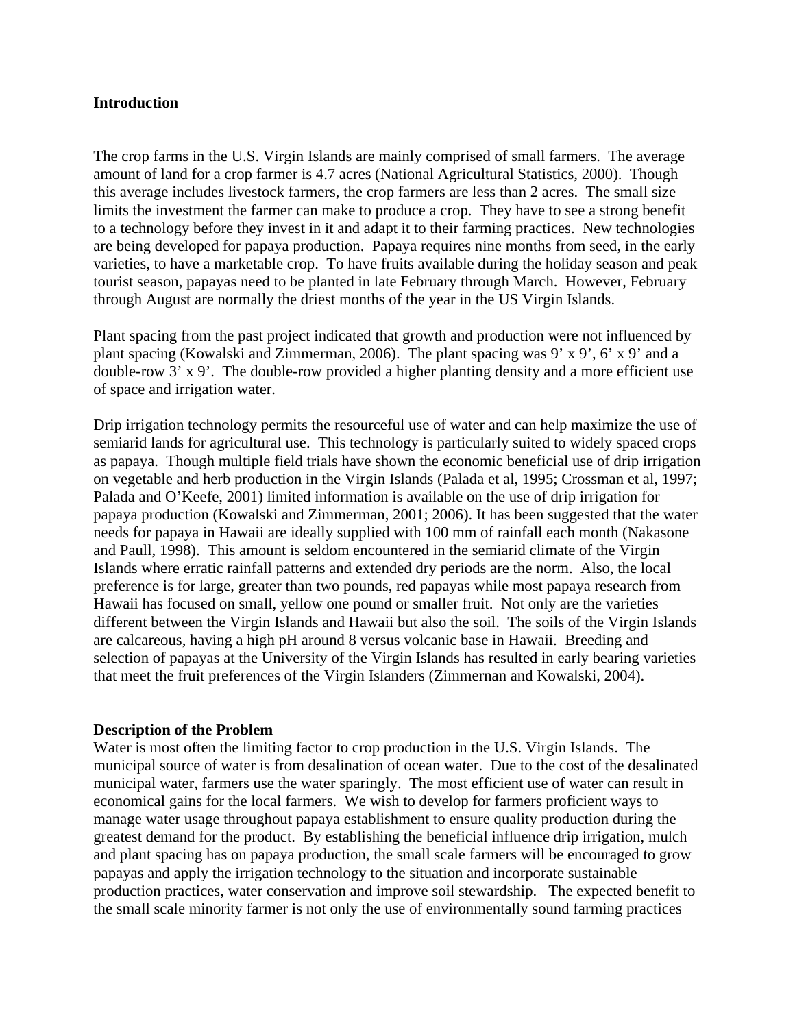## Introduction

The crop farms in the U.S. Virgin Islands are mainly comprised of small farmers. The average amount of land for a crop farmer is 4.7 acres (National Agricultural Statistics, 2000). Though this average includes livestock farmers, the crop farmers are less than 2 acres. The small size limits the investment the farmer can make to produce a crop. They have to see a strong benefit to a technology before they invest in it and adapt it to their farming practices. New technologies are being developed for papaya production. Papaya requires nine months from seed, in the early varieties, to have a marketable crop. To have fruits available during the holiday season and peak tourist season, papayas need to be planted in late February through March. However, February through August are normally the driest months of the year in the US Virgin Islands.

Plant spacing from the past project indicated that growth and production were not influenced by plant spacing (Kowalski and Zimmerman, 2006). The plant spacing was 9' x 9', 6' x 9' and a double-row 3' x 9'. The double-row provided a higher planting density and a more efficient use of space and irrigation water.

Drip irrigation technology permits the resourceful use of water and can help maximize the use of semiarid lands for agricultural use. This technology is particularly suited to widely spaced crops as papaya. Though multiple field trials have shown the economic beneficial use of drip irrigation on vegetable and herb production in the Virgin Islands (Palada et al, 1995; Crossman et al, 1997; Palada and O'Keefe, 2001) limited information is available on the use of drip irrigation for papaya production (Kowalski and Zimmerman, 2001; 2006). It has been suggested that the water needs for papaya in Hawaii are ideally supplied with 100 mm of rainfall each month (Nakasone and Paull, 1998). This amount is seldom encountered in the semiarid climate of the Virgin Islands where erratic rainfall patterns and extended dry periods are the norm. Also, the local preference is for large, greater than two pounds, red papayas while most papaya research from Hawaii has focused on small, yellow one pound or smaller fruit. Not only are the varieties different between the Virgin Islands and Hawaii but also the soil. The soils of the Virgin Islands are calcareous, having a high pH around 8 versus volcanic base in Hawaii. Breeding and selection of papayas at the University of the Virgin Islands has resulted in early bearing varieties that meet the fruit preferences of the Virgin Islanders (Zimmernan and Kowalski, 2004).

## Description of the Problem

Water is most often the limiting factor to crop production in the U.S. Virgin Islands. The municipal source of water is from desalination of ocean water. Due to the cost of the desalinated municipal water, farmers use the water sparingly. The most efficient use of water can result in economical gains for the local farmers. We wish to develop for farmers proficient ways to manage water usage throughout papaya establishment to ensure quality production during the greatest demand for the product. By establishing the beneficial influence drip irrigation, mulch and plant spacing has on papaya production, the small scale farmers will be encouraged to grow papayas and apply the irrigation technology to the situation and incorporate sustainable production practices, water conservation and improve soil stewardship. The expected benefit to the small scale minority farmer is not only the use of environmentally sound farming practices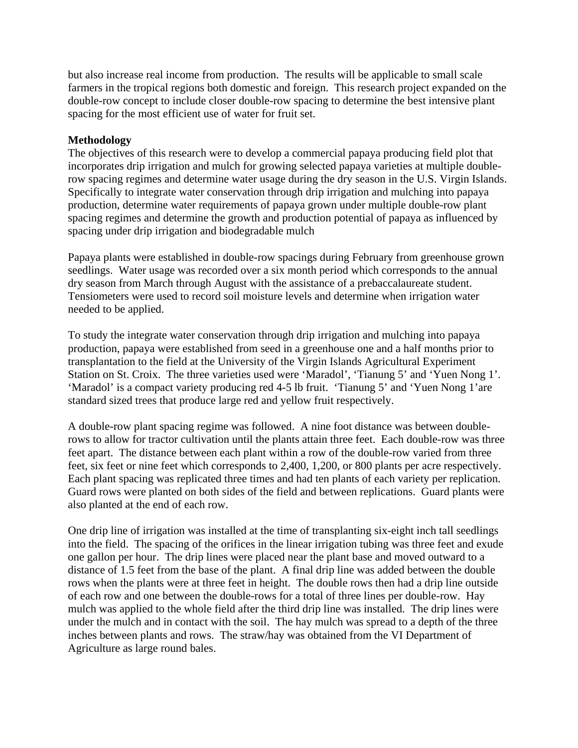but also increase real income from production. The results will be applicable to small scale farmers in the tropical regions both domestic and foreign. This research project expanded on the double-row concept to include closer double-row spacing to determine the best intensive plant spacing for the most efficient use of water for fruit set.

**Methodology**

The objectives of this research were to develop a commercial papaya producing field plot that incorporates drip irrigation and mulch for growing selected papaya varieties at multiple double-row spacing regimes and determine water usage during the dry season in the U.S. Virgin Islands. Specifically to integrate water conservation through drip irrigation and mulching into papaya production, determine water requirements of papaya grown under multiple double-row plant spacing regimes and determine the growth and production potential of papaya as influenced by spacing under drip irrigation and biodegradable mulch

Papaya plants were established in double-row spacings during February from greenhouse grown seedlings. Water usage was recorded over a six month period which corresponds to the annual dry season from March through August with the assistance of a prebaccalaureate student. Tensiometers were used to record soil moisture levels and determine when irrigation water needed to be applied.

To study the integrate water conservation through drip irrigation and mulching into papaya production, papaya were established from seed in a greenhouse one and a half months prior to transplantation to the field at the University of the Virgin Islands Agricultural Experiment Station on St. Croix. The three varieties used were 'Maradol', 'Tianung 5' and 'Yuen Nong 1'. 'Maradol' is a compact variety producing red 4-5 lb fruit. 'Tianung 5' and 'Yuen Nong 1'are standard sized trees that produce large red and yellow fruit respectively.

A double-row plant spacing regime was followed. A nine foot distance was between double-rows to allow for tractor cultivation until the plants attain three feet. Each double-row was three feet apart. The distance between each plant within a row of the double-row varied from three feet, six feet or nine feet which corresponds to 2,400, 1,200, or 800 plants per acre respectively. Each plant spacing was replicated three times and had ten plants of each variety per replication. Guard rows were planted on both sides of the field and between replications. Guard plants were also planted at the end of each row.

One drip line of irrigation was installed at the time of transplanting six-eight inch tall seedlings into the field. The spacing of the orifices in the linear irrigation tubing was three feet and exude one gallon per hour. The drip lines were placed near the plant base and moved outward to a distance of 1.5 feet from the base of the plant. A final drip line was added between the double rows when the plants were at three feet in height. The double rows then had a drip line outside of each row and one between the double-rows for a total of three lines per double-row. Hay mulch was applied to the whole field after the third drip line was installed. The drip lines were under the mulch and in contact with the soil. The hay mulch was spread to a depth of the three inches between plants and rows. The straw/hay was obtained from the VI Department of Agriculture as large round bales.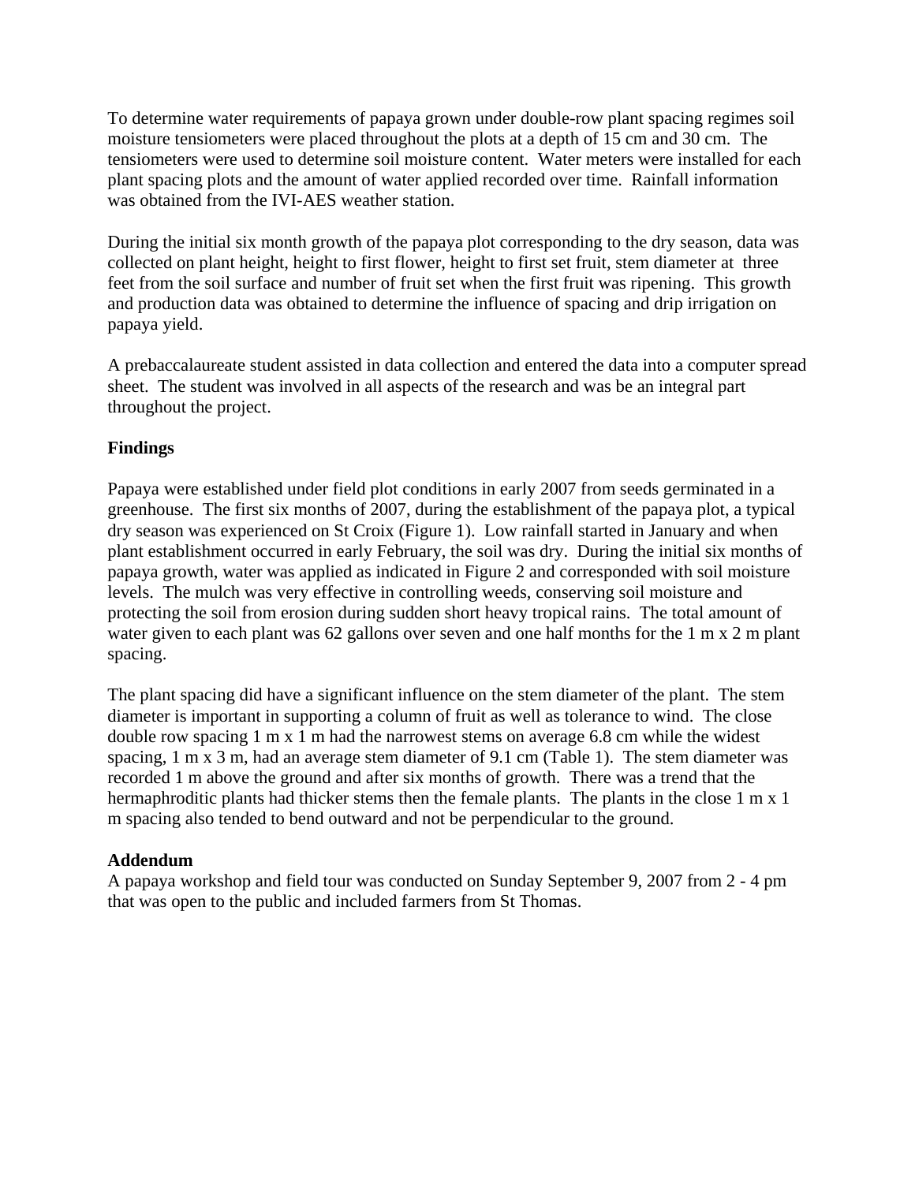To determine water requirements of papaya grown under double-row plant spacing regimes soil moisture tensiometers were placed throughout the plots at a depth of 15 cm and 30 cm. The tensiometers were used to determine soil moisture content. Water meters were installed for each plant spacing plots and the amount of water applied recorded over time. Rainfall information was obtained from the IVI-AES weather station.

During the initial six month growth of the papaya plot corresponding to the dry season, data was collected on plant height, height to first flower, height to first set fruit, stem diameter at three feet from the soil surface and number of fruit set when the first fruit was ripening. This growth and production data was obtained to determine the influence of spacing and drip irrigation on papaya yield.

A prebaccalaureate student assisted in data collection and entered the data into a computer spread sheet. The student was involved in all aspects of the research and was be an integral part throughout the project.

**Findings**

Papaya were established under field plot conditions in early 2007 from seeds germinated in a greenhouse. The first six months of 2007, during the establishment of the papaya plot, a typical dry season was experienced on St Croix (Figure 1). Low rainfall started in January and when plant establishment occurred in early February, the soil was dry. During the initial six months of papaya growth, water was applied as indicated in Figure 2 and corresponded with soil moisture levels. The mulch was very effective in controlling weeds, conserving soil moisture and protecting the soil from erosion during sudden short heavy tropical rains. The total amount of water given to each plant was 62 gallons over seven and one half months for the 1 m x 2 m plant spacing.

The plant spacing did have a significant influence on the stem diameter of the plant. The stem diameter is important in supporting a column of fruit as well as tolerance to wind. The close double row spacing 1 m x 1 m had the narrowest stems on average 6.8 cm while the widest spacing, 1 m x 3 m, had an average stem diameter of 9.1 cm (Table 1). The stem diameter was recorded 1 m above the ground and after six months of growth. There was a trend that the hermaphroditic plants had thicker stems then the female plants. The plants in the close 1 m x 1 m spacing also tended to bend outward and not be perpendicular to the ground.

**Addendum**

A papaya workshop and field tour was conducted on Sunday September 9, 2007 from 2 - 4 pm that was open to the public and included farmers from St Thomas.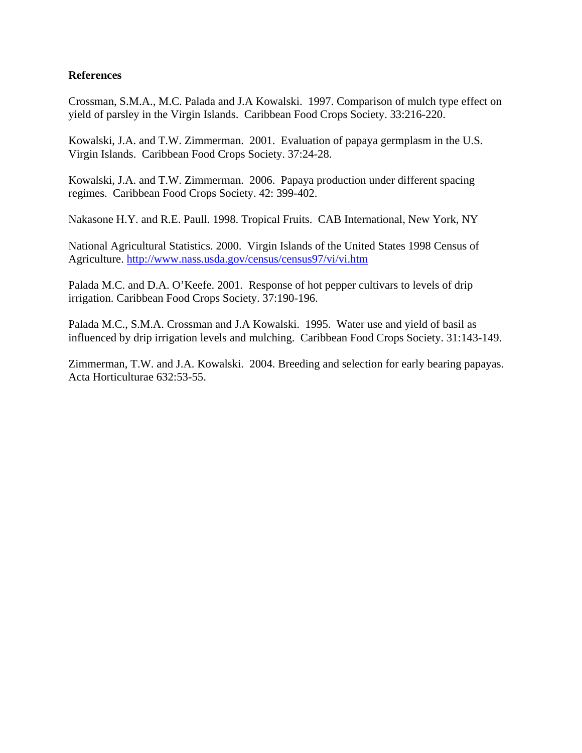**References**

Crossman, S.M.A., M.C. Palada and J.A Kowalski. 1997. Comparison of mulch type effect on yield of parsley in the Virgin Islands. Caribbean Food Crops Society. 33:216-220.

Kowalski, J.A. and T.W. Zimmerman. 2001. Evaluation of papaya germplasm in the U.S. Virgin Islands. Caribbean Food Crops Society. 37:24-28.

Kowalski, J.A. and T.W. Zimmerman. 2006. Papaya production under different spacing regimes. Caribbean Food Crops Society. 42: 399-402.

Nakasone H.Y. and R.E. Paull. 1998. Tropical Fruits. CAB International, New York, NY

National Agricultural Statistics. 2000. Virgin Islands of the United States 1998 Census of Agriculture. http://www.nass.usda.gov/census/census97/vi/vi.htm

Palada M.C. and D.A. O'Keefe. 2001. Response of hot pepper cultivars to levels of drip irrigation. Caribbean Food Crops Society. 37:190-196.

Palada M.C., S.M.A. Crossman and J.A Kowalski. 1995. Water use and yield of basil as influenced by drip irrigation levels and mulching. Caribbean Food Crops Society. 31:143-149.

Zimmerman, T.W. and J.A. Kowalski. 2004. Breeding and selection for early bearing papayas. Acta Horticulturae 632:53-55.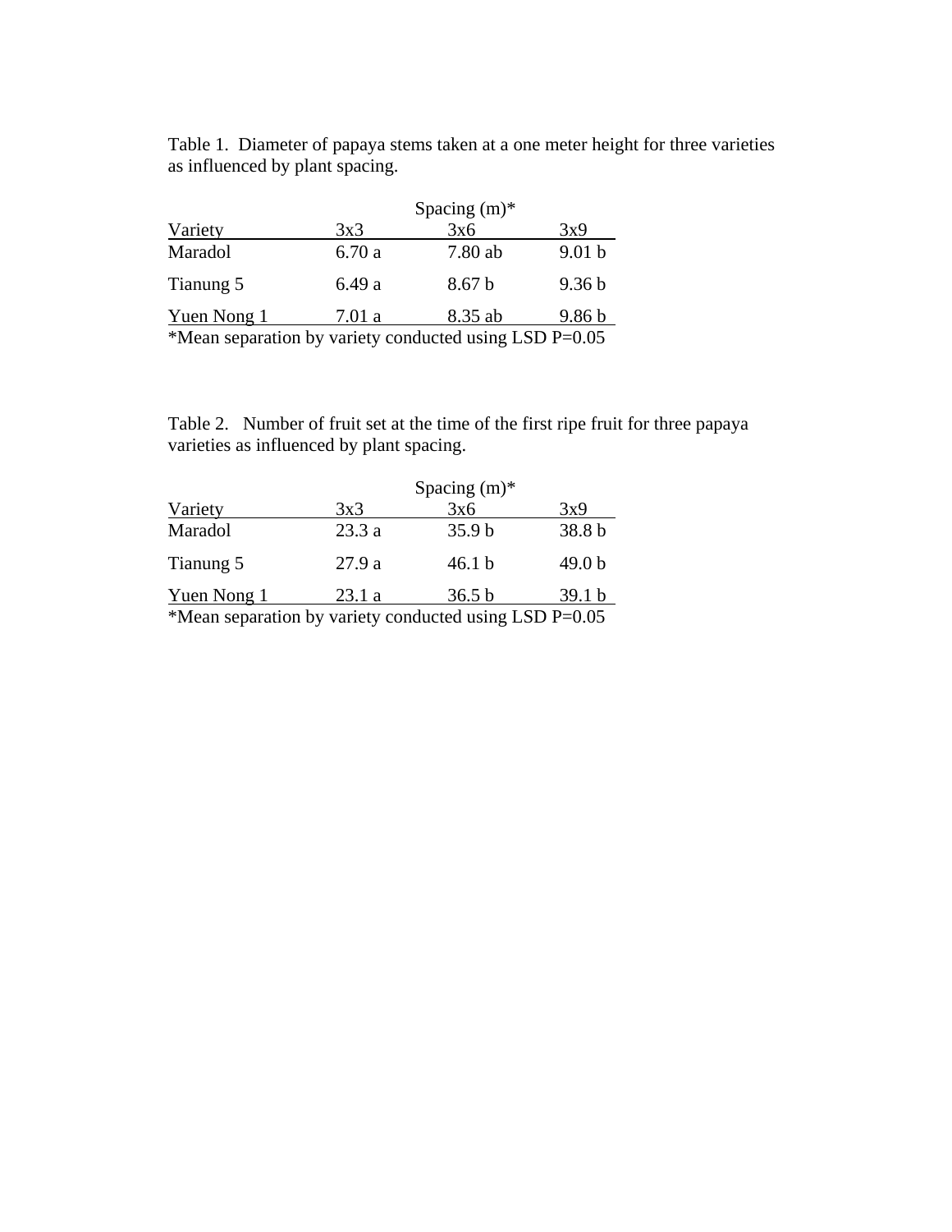Table 1. Diameter of papaya stems taken at a one meter height for three varieties as influenced by plant spacing.

| | Spacing (m)* | | |
|---|---|---|---|
| Variety | 3x3 | 3x6 | 3x9 |
| Maradol | 6.70 a | 7.80 ab | 9.01 b |
| Tianung 5 | 6.49 a | 8.67 b | 9.36 b |
| Yuen Nong 1 | 7.01 a | 8.35 ab | 9.86 b |

*Mean separation by variety conducted using LSD P=0.05

Table 2. Number of fruit set at the time of the first ripe fruit for three papaya varieties as influenced by plant spacing.

| | Spacing (m)* | | |
|---|---|---|---|
| Variety | 3x3 | 3x6 | 3x9 |
| Maradol | 23.3 a | 35.9 b | 38.8 b |
| Tianung 5 | 27.9 a | 46.1 b | 49.0 b |
| Yuen Nong 1 | 23.1 a | 36.5 b | 39.1 b |

*Mean separation by variety conducted using LSD P=0.05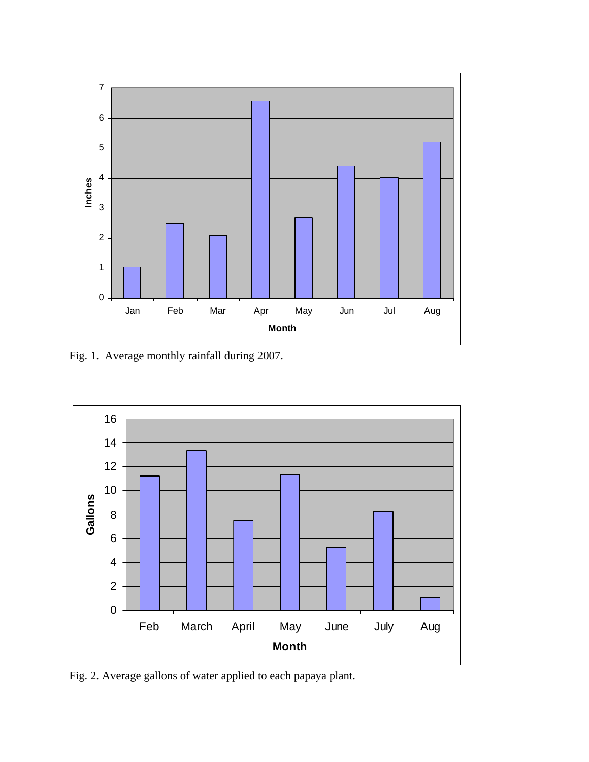Fig. 1. Average monthly rainfall during 2007.

Fig. 2. Average gallons of water applied to each papaya plant.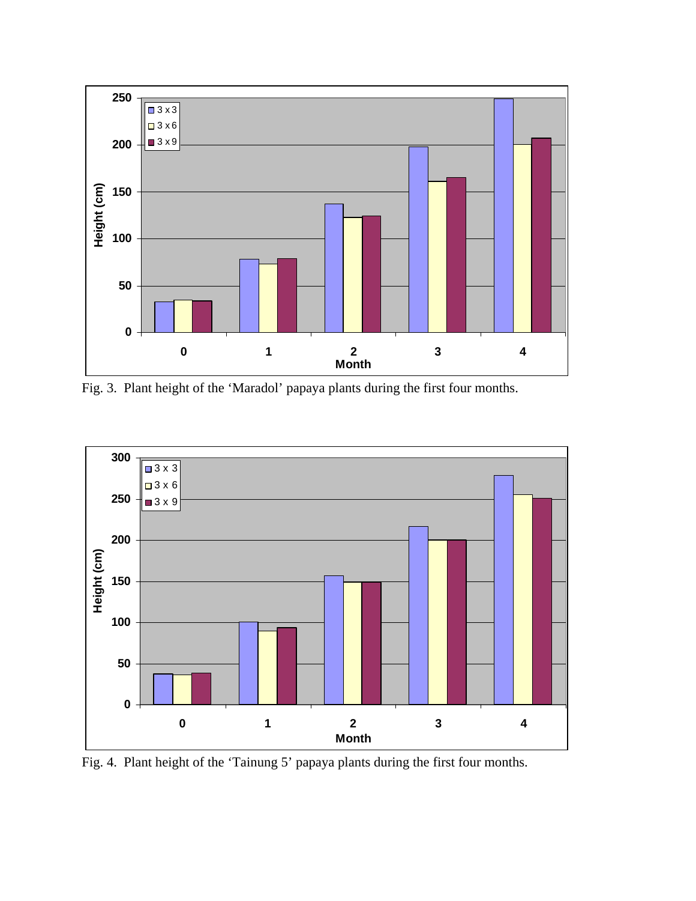Fig. 3. Plant height of the ‘Maradol’ papaya plants during the first four months.

Fig. 4. Plant height of the ‘Tainung 5’ papaya plants during the first four months.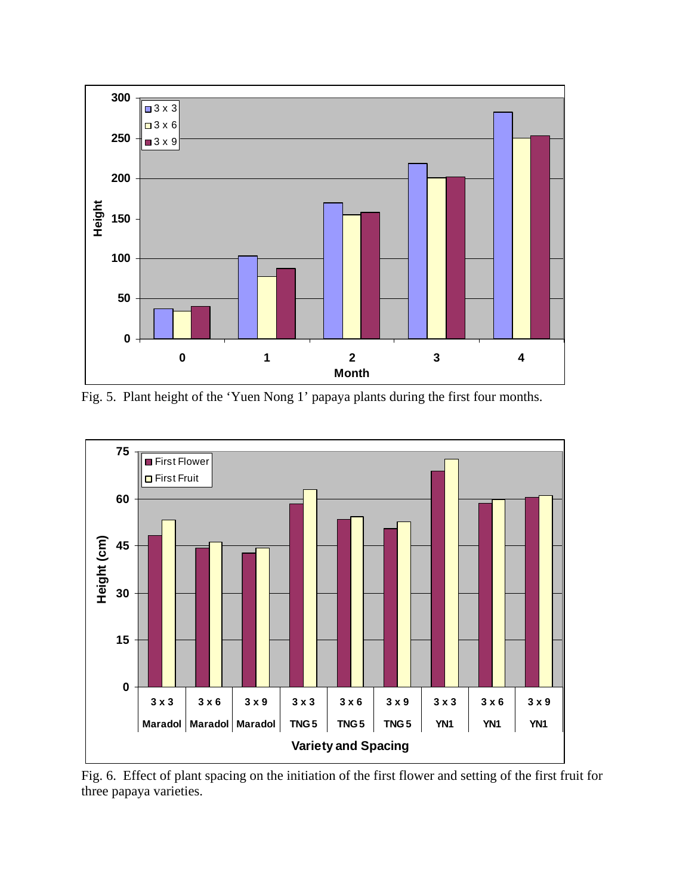300
250
200
150
100
50
0

Height

3 x 3
3 x 6
3 x 9

0
1
2
3
4

Month

Fig. 5. Plant height of the 'Yuen Nong 1' papaya plants during the first four months.

75
60
45
30
15
0

Height (cm)

First Flower
First Fruit

3 x 3 Maradol
3 x 6 Maradol
3 x 9 Maradol
3 x 3 TNG 5
3 x 6 TNG 5
3 x 9 TNG 5
3 x 3 YN1
3 x 6 YN1
3 x 9 YN1

Variety and Spacing

Fig. 6. Effect of plant spacing on the initiation of the first flower and setting of the first fruit for three papaya varieties.